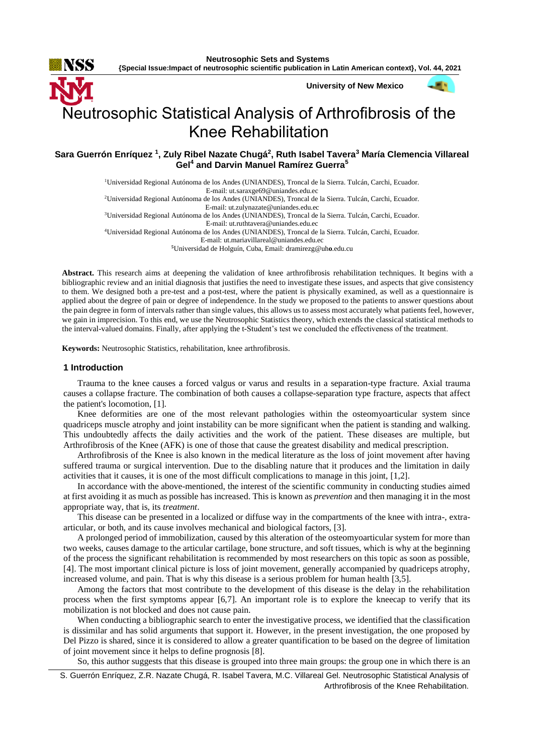# Neutrosophic Statistical Analysis of Arthrofibrosis of the Knee Rehabilitation

**Sara Guerrón Enríquez [1], Zuly Ribel Nazate Chugá[2], Ruth Isabel Tavera[3] María Clemencia Villareal Gel[4] and Darvin Manuel Ramírez Guerra[5]**

[1]Universidad Regional Autónoma de los Andes (UNIANDES), Troncal de la Sierra. Tulcán, Carchi, Ecuador. E-mail: ut.saraxge69@uniandes.edu.ec

[2]Universidad Regional Autónoma de los Andes (UNIANDES), Troncal de la Sierra. Tulcán, Carchi, Ecuador. E-mail: ut.zulynazate@uniandes.edu.ec

[3]Universidad Regional Autónoma de los Andes (UNIANDES), Troncal de la Sierra. Tulcán, Carchi, Ecuador. E-mail: ut.ruthtavera@uniandes.edu.ec

[4]Universidad Regional Autónoma de los Andes (UNIANDES), Troncal de la Sierra. Tulcán, Carchi, Ecuador. E-mail: ut.mariavillareal@uniandes.edu.ec

[5]Universidad de Holguín, Cuba, Email: dramirezg@uho.edu.cu

**Abstract.** This research aims at deepening the validation of knee arthrofibrosis rehabilitation techniques. It begins with a bibliographic review and an initial diagnosis that justifies the need to investigate these issues, and aspects that give consistency to them. We designed both a pre-test and a post-test, where the patient is physically examined, as well as a questionnaire is applied about the degree of pain or degree of independence. In the study we proposed to the patients to answer questions about the pain degree in form of intervals rather than single values, this allows us to assess most accurately what patients feel, however, we gain in imprecision. To this end, we use the Neutrosophic Statistics theory, which extends the classical statistical methods to the interval-valued domains. Finally, after applying the t-Student's test we concluded the effectiveness of the treatment.

**Keywords:** Neutrosophic Statistics, rehabilitation, knee arthrofibrosis.

## 1 Introduction

Trauma to the knee causes a forced valgus or varus and results in a separation-type fracture. Axial trauma causes a collapse fracture. The combination of both causes a collapse-separation type fracture, aspects that affect the patient's locomotion, [1].

Knee deformities are one of the most relevant pathologies within the osteomyoarticular system since quadriceps muscle atrophy and joint instability can be more significant when the patient is standing and walking. This undoubtedly affects the daily activities and the work of the patient. These diseases are multiple, but Arthrofibrosis of the Knee (AFK) is one of those that cause the greatest disability and medical prescription.

Arthrofibrosis of the Knee is also known in the medical literature as the loss of joint movement after having suffered trauma or surgical intervention. Due to the disabling nature that it produces and the limitation in daily activities that it causes, it is one of the most difficult complications to manage in this joint, [1,2].

In accordance with the above-mentioned, the interest of the scientific community in conducting studies aimed at first avoiding it as much as possible has increased. This is known as *prevention* and then managing it in the most appropriate way, that is, its *treatment*.

This disease can be presented in a localized or diffuse way in the compartments of the knee with intra-, extra-articular, or both, and its cause involves mechanical and biological factors, [3].

A prolonged period of immobilization, caused by this alteration of the osteomyoarticular system for more than two weeks, causes damage to the articular cartilage, bone structure, and soft tissues, which is why at the beginning of the process the significant rehabilitation is recommended by most researchers on this topic as soon as possible, [4]. The most important clinical picture is loss of joint movement, generally accompanied by quadriceps atrophy, increased volume, and pain. That is why this disease is a serious problem for human health [3,5].

Among the factors that most contribute to the development of this disease is the delay in the rehabilitation process when the first symptoms appear [6,7]. An important role is to explore the kneecap to verify that its mobilization is not blocked and does not cause pain.

When conducting a bibliographic search to enter the investigative process, we identified that the classification is dissimilar and has solid arguments that support it. However, in the present investigation, the one proposed by Del Pizzo is shared, since it is considered to allow a greater quantification to be based on the degree of limitation of joint movement since it helps to define prognosis [8].

So, this author suggests that this disease is grouped into three main groups: the group one in which there is an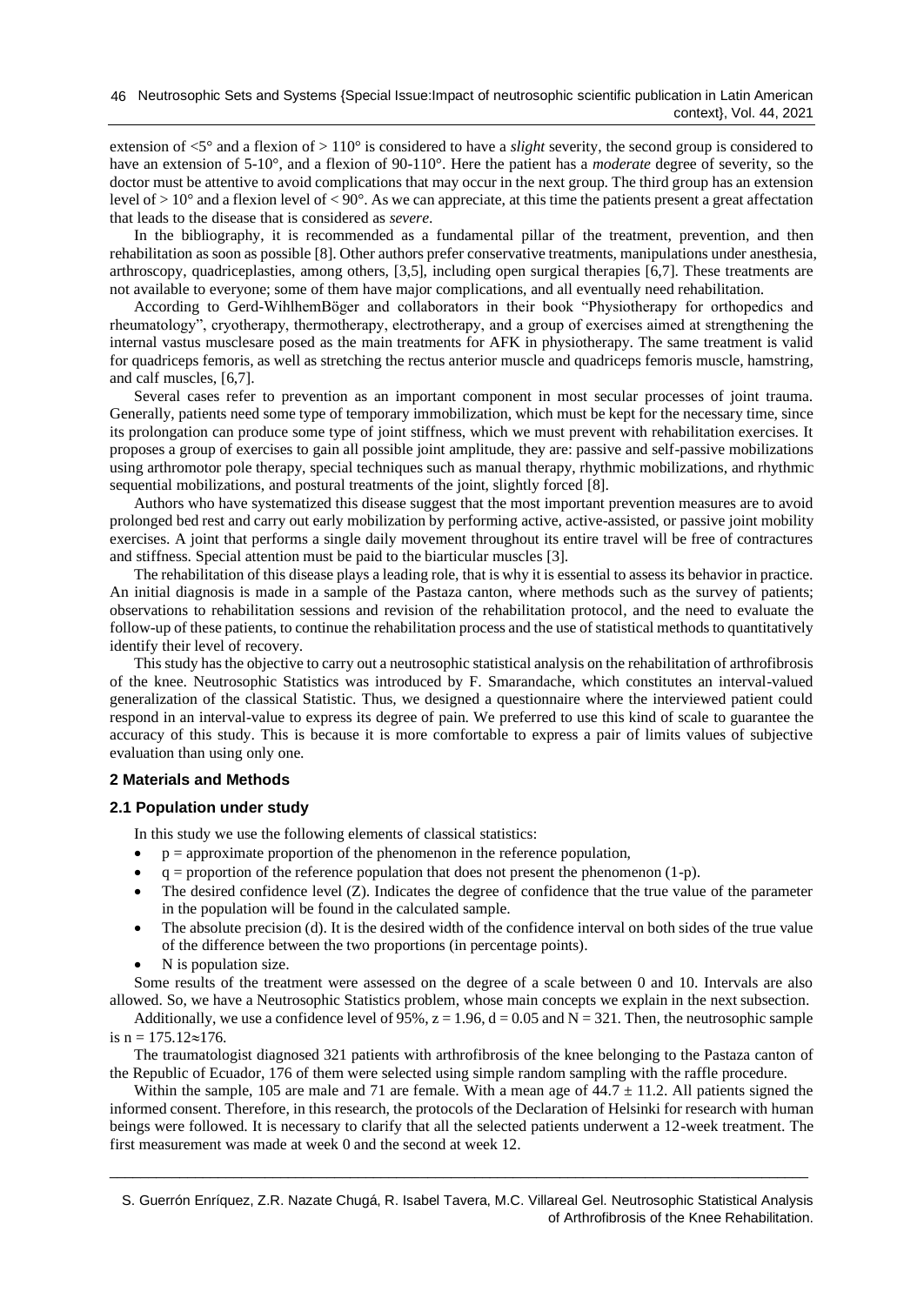extension of <5° and a flexion of > 110° is considered to have a *slight* severity, the second group is considered to have an extension of 5-10°, and a flexion of 90-110°. Here the patient has a *moderate* degree of severity, so the doctor must be attentive to avoid complications that may occur in the next group. The third group has an extension level of > 10° and a flexion level of < 90°. As we can appreciate, at this time the patients present a great affectation that leads to the disease that is considered as *severe*.

In the bibliography, it is recommended as a fundamental pillar of the treatment, prevention, and then rehabilitation as soon as possible [8]. Other authors prefer conservative treatments, manipulations under anesthesia, arthroscopy, quadriceplasties, among others, [3,5], including open surgical therapies [6,7]. These treatments are not available to everyone; some of them have major complications, and all eventually need rehabilitation.

According to Gerd-WihlhemBöger and collaborators in their book "Physiotherapy for orthopedics and rheumatology", cryotherapy, thermotherapy, electrotherapy, and a group of exercises aimed at strengthening the internal vastus musclesare posed as the main treatments for AFK in physiotherapy. The same treatment is valid for quadriceps femoris, as well as stretching the rectus anterior muscle and quadriceps femoris muscle, hamstring, and calf muscles, [6,7].

Several cases refer to prevention as an important component in most secular processes of joint trauma. Generally, patients need some type of temporary immobilization, which must be kept for the necessary time, since its prolongation can produce some type of joint stiffness, which we must prevent with rehabilitation exercises. It proposes a group of exercises to gain all possible joint amplitude, they are: passive and self-passive mobilizations using arthromotor pole therapy, special techniques such as manual therapy, rhythmic mobilizations, and rhythmic sequential mobilizations, and postural treatments of the joint, slightly forced [8].

Authors who have systematized this disease suggest that the most important prevention measures are to avoid prolonged bed rest and carry out early mobilization by performing active, active-assisted, or passive joint mobility exercises. A joint that performs a single daily movement throughout its entire travel will be free of contractures and stiffness. Special attention must be paid to the biarticular muscles [3].

The rehabilitation of this disease plays a leading role, that is why it is essential to assess its behavior in practice. An initial diagnosis is made in a sample of the Pastaza canton, where methods such as the survey of patients; observations to rehabilitation sessions and revision of the rehabilitation protocol, and the need to evaluate the follow-up of these patients, to continue the rehabilitation process and the use of statistical methods to quantitatively identify their level of recovery.

This study has the objective to carry out a neutrosophic statistical analysis on the rehabilitation of arthrofibrosis of the knee. Neutrosophic Statistics was introduced by F. Smarandache, which constitutes an interval-valued generalization of the classical Statistic. Thus, we designed a questionnaire where the interviewed patient could respond in an interval-value to express its degree of pain. We preferred to use this kind of scale to guarantee the accuracy of this study. This is because it is more comfortable to express a pair of limits values of subjective evaluation than using only one.

## 2 Materials and Methods

### 2.1 Population under study

In this study we use the following elements of classical statistics:

- $p$ = approximate proportion of the phenomenon in the reference population,
- $q$ = proportion of the reference population that does not present the phenomenon $(1-p)$.
- The desired confidence level (Z). Indicates the degree of confidence that the true value of the parameter in the population will be found in the calculated sample.
- The absolute precision (d). It is the desired width of the confidence interval on both sides of the true value of the difference between the two proportions (in percentage points).
- N is population size.

Some results of the treatment were assessed on the degree of a scale between 0 and 10. Intervals are also allowed. So, we have a Neutrosophic Statistics problem, whose main concepts we explain in the next subsection.

Additionally, we use a confidence level of 95%, $z = 1.96$, $d = 0.05$ and $N = 321$. Then, the neutrosophic sample is $n = 175.12 \approx 176$.

The traumatologist diagnosed 321 patients with arthrofibrosis of the knee belonging to the Pastaza canton of the Republic of Ecuador, 176 of them were selected using simple random sampling with the raffle procedure.

Within the sample, 105 are male and 71 are female. With a mean age of $44.7 \pm 11.2$. All patients signed the informed consent. Therefore, in this research, the protocols of the Declaration of Helsinki for research with human beings were followed. It is necessary to clarify that all the selected patients underwent a 12-week treatment. The first measurement was made at week 0 and the second at week 12.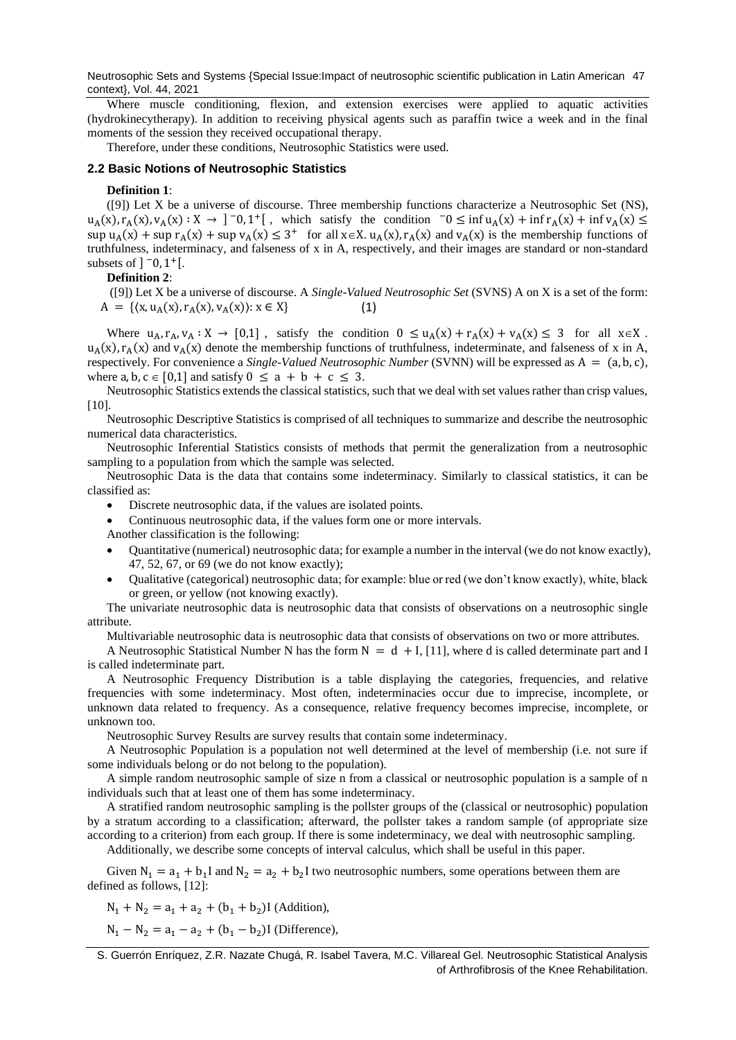Where muscle conditioning, flexion, and extension exercises were applied to aquatic activities (hydrokinecytherapy). In addition to receiving physical agents such as paraffin twice a week and in the final moments of the session they received occupational therapy.

Therefore, under these conditions, Neutrosophic Statistics were used.

### 2.2 Basic Notions of Neutrosophic Statistics

**Definition 1**:

([9]) Let X be a universe of discourse. Three membership functions characterize a Neutrosophic Set (NS), $u_A(x), r_A(x), v_A(x) : X \rightarrow ]^-0, 1^+[$, which satisfy the condition $^-0 \leq \inf u_A(x) + \inf r_A(x) + \inf v_A(x) \leq \sup u_A(x) + \sup r_A(x) + \sup v_A(x) \leq 3^+$ for all $x \in X$. $u_A(x), r_A(x)$ and $v_A(x)$ is the membership functions of truthfulness, indeterminacy, and falseness of x in A, respectively, and their images are standard or non-standard subsets of $]^-0, 1^+[$.

**Definition 2**:

([9]) Let X be a universe of discourse. A *Single-Valued Neutrosophic Set* (SVNS) A on X is a set of the form:

$$A = \{\langle x, u_A(x), r_A(x), v_A(x)\rangle : x \in X\} \quad (1)$$

Where $u_A, r_A, v_A : X \rightarrow [0,1]$, satisfy the condition $0 \leq u_A(x) + r_A(x) + v_A(x) \leq 3$ for all $x \in X$. $u_A(x), r_A(x)$ and $v_A(x)$ denote the membership functions of truthfulness, indeterminate, and falseness of x in A, respectively. For convenience a *Single-Valued Neutrosophic Number* (SVNN) will be expressed as $A = (a, b, c)$, where $a, b, c \in [0,1]$ and satisfy $0 \leq a + b + c \leq 3$.

Neutrosophic Statistics extends the classical statistics, such that we deal with set values rather than crisp values, [10].

Neutrosophic Descriptive Statistics is comprised of all techniques to summarize and describe the neutrosophic numerical data characteristics.

Neutrosophic Inferential Statistics consists of methods that permit the generalization from a neutrosophic sampling to a population from which the sample was selected.

Neutrosophic Data is the data that contains some indeterminacy. Similarly to classical statistics, it can be classified as:

- Discrete neutrosophic data, if the values are isolated points.
- Continuous neutrosophic data, if the values form one or more intervals.

Another classification is the following:

- Quantitative (numerical) neutrosophic data; for example a number in the interval (we do not know exactly), 47, 52, 67, or 69 (we do not know exactly);
- Qualitative (categorical) neutrosophic data; for example: blue or red (we don't know exactly), white, black or green, or yellow (not knowing exactly).

The univariate neutrosophic data is neutrosophic data that consists of observations on a neutrosophic single attribute.

Multivariable neutrosophic data is neutrosophic data that consists of observations on two or more attributes.

A Neutrosophic Statistical Number N has the form $N = d + I$, [11], where d is called determinate part and I is called indeterminate part.

A Neutrosophic Frequency Distribution is a table displaying the categories, frequencies, and relative frequencies with some indeterminacy. Most often, indeterminacies occur due to imprecise, incomplete, or unknown data related to frequency. As a consequence, relative frequency becomes imprecise, incomplete, or unknown too.

Neutrosophic Survey Results are survey results that contain some indeterminacy.

A Neutrosophic Population is a population not well determined at the level of membership (i.e. not sure if some individuals belong or do not belong to the population).

A simple random neutrosophic sample of size n from a classical or neutrosophic population is a sample of n individuals such that at least one of them has some indeterminacy.

A stratified random neutrosophic sampling is the pollster groups of the (classical or neutrosophic) population by a stratum according to a classification; afterward, the pollster takes a random sample (of appropriate size according to a criterion) from each group. If there is some indeterminacy, we deal with neutrosophic sampling.

Additionally, we describe some concepts of interval calculus, which shall be useful in this paper.

Given $N_1 = a_1 + b_1 I$ and $N_2 = a_2 + b_2 I$ two neutrosophic numbers, some operations between them are defined as follows, [12]:

$N_1 + N_2 = a_1 + a_2 + (b_1 + b_2)I$ (Addition),

$N_1 - N_2 = a_1 - a_2 + (b_1 - b_2)I$ (Difference),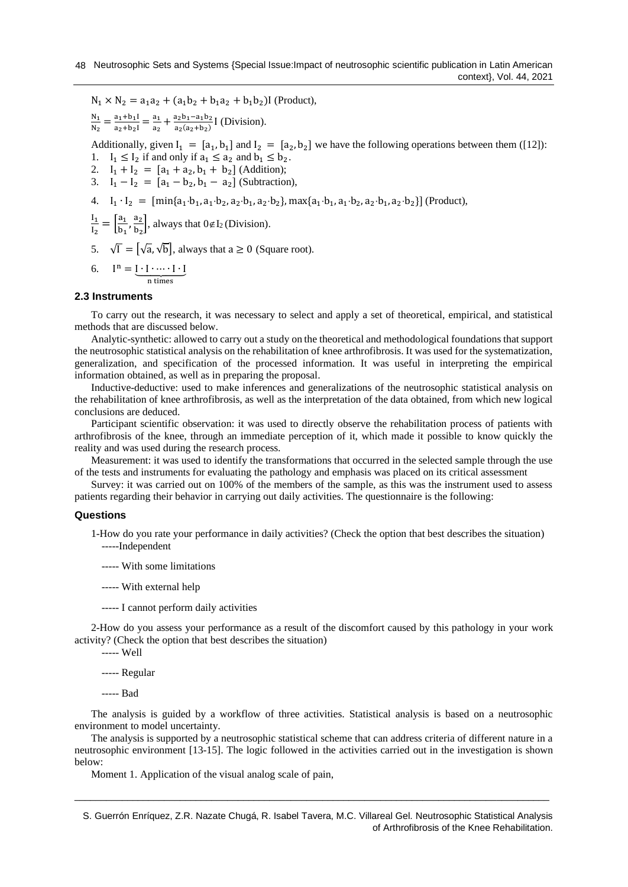$N_1 \times N_2 = a_1a_2 + (a_1b_2 + b_1a_2 + b_1b_2)I$ (Product),

$\frac{N_1}{N_2} = \frac{a_1+b_1I}{a_2+b_2I} = \frac{a_1}{a_2} + \frac{a_2b_1-a_1b_2}{a_2(a_2+b_2)}I$ (Division).

Additionally, given $I_1 = [a_1, b_1]$ and $I_2 = [a_2, b_2]$ we have the following operations between them ([12]):

1. $I_1 \leq I_2$ if and only if $a_1 \leq a_2$ and $b_1 \leq b_2$.
2. $I_1 + I_2 = [a_1 + a_2, b_1 + b_2]$ (Addition);
3. $I_1 - I_2 = [a_1 - b_2, b_1 - a_2]$ (Subtraction),
4. $I_1 \cdot I_2 = [\min\{a_1{\cdot}b_1, a_1{\cdot}b_2, a_2{\cdot}b_1, a_2{\cdot}b_2\}, \max\{a_1{\cdot}b_1, a_1{\cdot}b_2, a_2{\cdot}b_1, a_2{\cdot}b_2\}]$ (Product),

   $\frac{I_1}{I_2} = \left[\frac{a_1}{b_1}, \frac{a_2}{b_2}\right]$, always that $0 \notin I_2$ (Division).
5. $\sqrt{I} = [\sqrt{a}, \sqrt{b}]$, always that $a \geq 0$ (Square root).
6. $I^n = \underbrace{I \cdot I \cdot \cdots \cdot I \cdot I}_{n \text{ times}}$

### 2.3 Instruments

To carry out the research, it was necessary to select and apply a set of theoretical, empirical, and statistical methods that are discussed below.

Analytic-synthetic: allowed to carry out a study on the theoretical and methodological foundations that support the neutrosophic statistical analysis on the rehabilitation of knee arthrofibrosis. It was used for the systematization, generalization, and specification of the processed information. It was useful in interpreting the empirical information obtained, as well as in preparing the proposal.

Inductive-deductive: used to make inferences and generalizations of the neutrosophic statistical analysis on the rehabilitation of knee arthrofibrosis, as well as the interpretation of the data obtained, from which new logical conclusions are deduced.

Participant scientific observation: it was used to directly observe the rehabilitation process of patients with arthrofibrosis of the knee, through an immediate perception of it, which made it possible to know quickly the reality and was used during the research process.

Measurement: it was used to identify the transformations that occurred in the selected sample through the use of the tests and instruments for evaluating the pathology and emphasis was placed on its critical assessment

Survey: it was carried out on 100% of the members of the sample, as this was the instrument used to assess patients regarding their behavior in carrying out daily activities. The questionnaire is the following:

#### Questions

1-How do you rate your performance in daily activities? (Check the option that best describes the situation)

-----Independent

----- With some limitations

----- With external help

----- I cannot perform daily activities

2-How do you assess your performance as a result of the discomfort caused by this pathology in your work activity? (Check the option that best describes the situation)

----- Well

----- Regular

----- Bad

The analysis is guided by a workflow of three activities. Statistical analysis is based on a neutrosophic environment to model uncertainty.

The analysis is supported by a neutrosophic statistical scheme that can address criteria of different nature in a neutrosophic environment [13-15]. The logic followed in the activities carried out in the investigation is shown below:

Moment 1. Application of the visual analog scale of pain,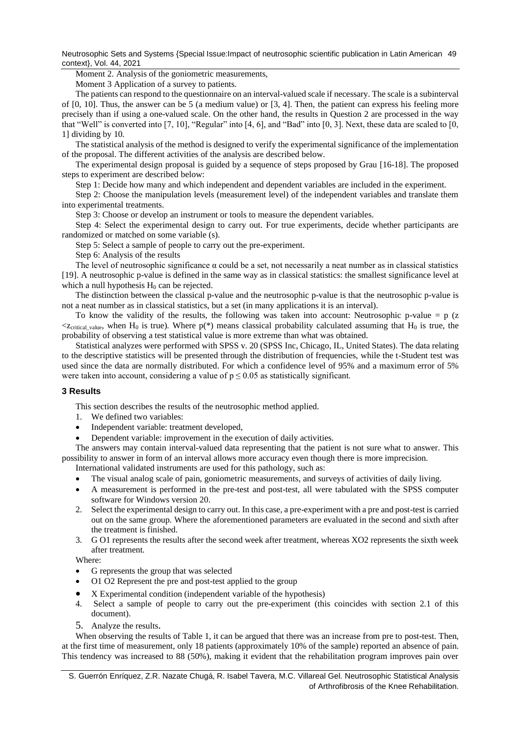Moment 2. Analysis of the goniometric measurements,

Moment 3 Application of a survey to patients.

The patients can respond to the questionnaire on an interval-valued scale if necessary. The scale is a subinterval of [0, 10]. Thus, the answer can be 5 (a medium value) or [3, 4]. Then, the patient can express his feeling more precisely than if using a one-valued scale. On the other hand, the results in Question 2 are processed in the way that "Well" is converted into [7, 10], "Regular" into [4, 6], and "Bad" into [0, 3]. Next, these data are scaled to [0, 1] dividing by 10.

The statistical analysis of the method is designed to verify the experimental significance of the implementation of the proposal. The different activities of the analysis are described below.

The experimental design proposal is guided by a sequence of steps proposed by Grau [16-18]. The proposed steps to experiment are described below:

Step 1: Decide how many and which independent and dependent variables are included in the experiment.

Step 2: Choose the manipulation levels (measurement level) of the independent variables and translate them into experimental treatments.

Step 3: Choose or develop an instrument or tools to measure the dependent variables.

Step 4: Select the experimental design to carry out. For true experiments, decide whether participants are randomized or matched on some variable (s).

Step 5: Select a sample of people to carry out the pre-experiment.

Step 6: Analysis of the results

The level of neutrosophic significance $\alpha$ could be a set, not necessarily a neat number as in classical statistics [19]. A neutrosophic p-value is defined in the same way as in classical statistics: the smallest significance level at which a null hypothesis $H_0$ can be rejected.

The distinction between the classical p-value and the neutrosophic p-value is that the neutrosophic p-value is not a neat number as in classical statistics, but a set (in many applications it is an interval).

To know the validity of the results, the following was taken into account: Neutrosophic p-value = p (z $< z_{critical\_value}$, when $H_0$ is true). Where p(*) means classical probability calculated assuming that $H_0$ is true, the probability of observing a test statistical value is more extreme than what was obtained.

Statistical analyzes were performed with SPSS v. 20 (SPSS Inc, Chicago, IL, United States). The data relating to the descriptive statistics will be presented through the distribution of frequencies, while the t-Student test was used since the data are normally distributed. For which a confidence level of 95% and a maximum error of 5% were taken into account, considering a value of $p \leq 0.05$ as statistically significant.

## 3 Results

This section describes the results of the neutrosophic method applied.

1. We defined two variables:
   - Independent variable: treatment developed,
   - Dependent variable: improvement in the execution of daily activities.

The answers may contain interval-valued data representing that the patient is not sure what to answer. This possibility to answer in form of an interval allows more accuracy even though there is more imprecision.

International validated instruments are used for this pathology, such as:

- The visual analog scale of pain, goniometric measurements, and surveys of activities of daily living.
- A measurement is performed in the pre-test and post-test, all were tabulated with the SPSS computer software for Windows version 20.

2. Select the experimental design to carry out. In this case, a pre-experiment with a pre and post-test is carried out on the same group. Where the aforementioned parameters are evaluated in the second and sixth after the treatment is finished.
3. G O1 represents the results after the second week after treatment, whereas XO2 represents the sixth week after treatment.

Where:

- G represents the group that was selected
- O1 O2 Represent the pre and post-test applied to the group
- X Experimental condition (independent variable of the hypothesis)

4. Select a sample of people to carry out the pre-experiment (this coincides with section 2.1 of this document).
5. Analyze the results.

When observing the results of Table 1, it can be argued that there was an increase from pre to post-test. Then, at the first time of measurement, only 18 patients (approximately 10% of the sample) reported an absence of pain. This tendency was increased to 88 (50%), making it evident that the rehabilitation program improves pain over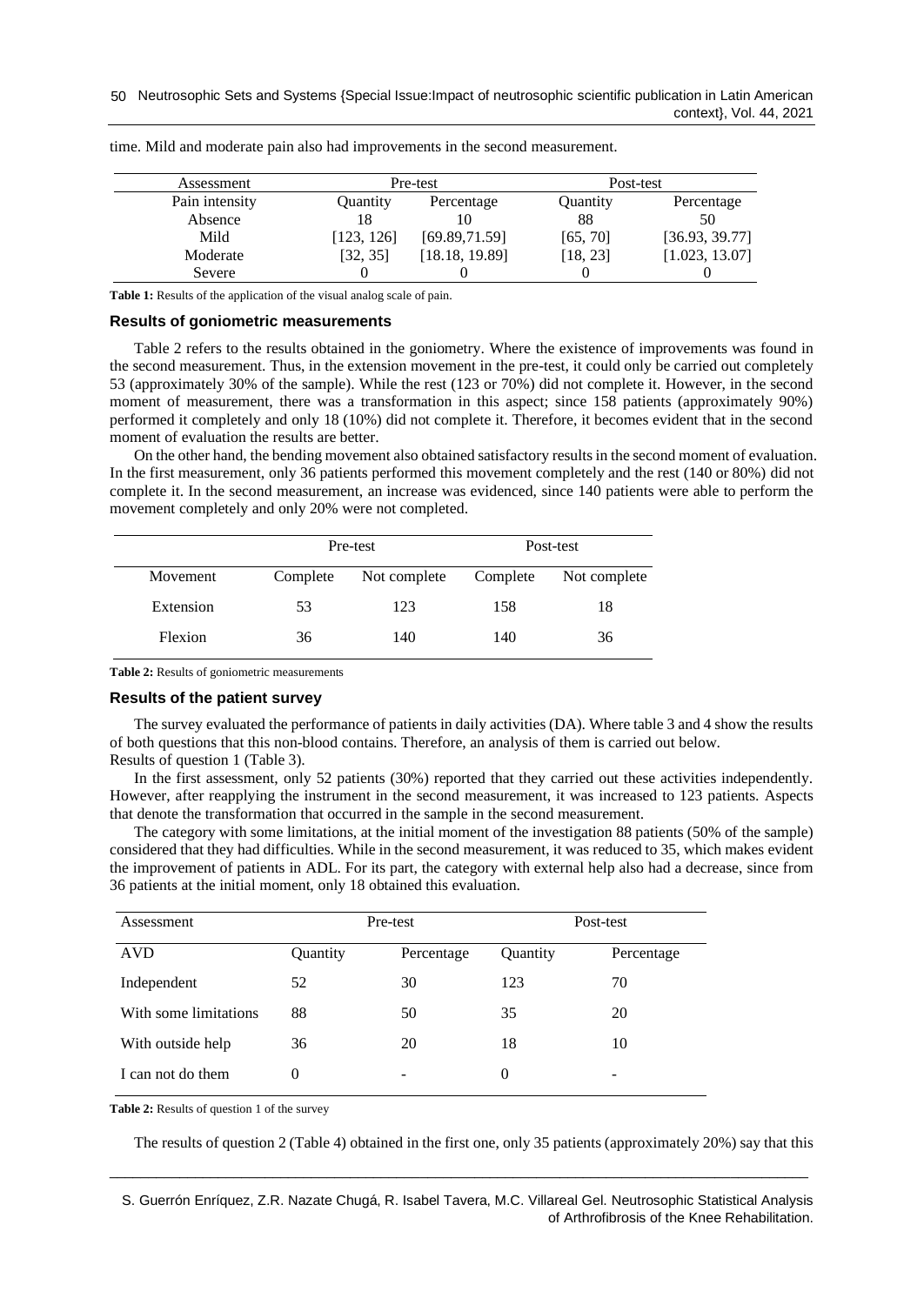time. Mild and moderate pain also had improvements in the second measurement.

| Assessment | Pre-test | | Post-test | |
|---|---|---|---|---|
| Pain intensity | Quantity | Percentage | Quantity | Percentage |
| Absence | 18 | 10 | 88 | 50 |
| Mild | [123, 126] | [69.89,71.59] | [65, 70] | [36.93, 39.77] |
| Moderate | [32, 35] | [18.18, 19.89] | [18, 23] | [1.023, 13.07] |
| Severe | 0 | 0 | 0 | 0 |

**Table 1:** Results of the application of the visual analog scale of pain.

### Results of goniometric measurements

Table 2 refers to the results obtained in the goniometry. Where the existence of improvements was found in the second measurement. Thus, in the extension movement in the pre-test, it could only be carried out completely 53 (approximately 30% of the sample). While the rest (123 or 70%) did not complete it. However, in the second moment of measurement, there was a transformation in this aspect; since 158 patients (approximately 90%) performed it completely and only 18 (10%) did not complete it. Therefore, it becomes evident that in the second moment of evaluation the results are better.

On the other hand, the bending movement also obtained satisfactory results in the second moment of evaluation. In the first measurement, only 36 patients performed this movement completely and the rest (140 or 80%) did not complete it. In the second measurement, an increase was evidenced, since 140 patients were able to perform the movement completely and only 20% were not completed.

| | Pre-test | | Post-test | |
|---|---|---|---|---|
| Movement | Complete | Not complete | Complete | Not complete |
| Extension | 53 | 123 | 158 | 18 |
| Flexion | 36 | 140 | 140 | 36 |

**Table 2:** Results of goniometric measurements

### Results of the patient survey

The survey evaluated the performance of patients in daily activities (DA). Where table 3 and 4 show the results of both questions that this non-blood contains. Therefore, an analysis of them is carried out below.
Results of question 1 (Table 3).

In the first assessment, only 52 patients (30%) reported that they carried out these activities independently. However, after reapplying the instrument in the second measurement, it was increased to 123 patients. Aspects that denote the transformation that occurred in the sample in the second measurement.

The category with some limitations, at the initial moment of the investigation 88 patients (50% of the sample) considered that they had difficulties. While in the second measurement, it was reduced to 35, which makes evident the improvement of patients in ADL. For its part, the category with external help also had a decrease, since from 36 patients at the initial moment, only 18 obtained this evaluation.

| Assessment | Pre-test | | Post-test | |
|---|---|---|---|---|
| AVD | Quantity | Percentage | Quantity | Percentage |
| Independent | 52 | 30 | 123 | 70 |
| With some limitations | 88 | 50 | 35 | 20 |
| With outside help | 36 | 20 | 18 | 10 |
| I can not do them | 0 | - | 0 | - |

**Table 2:** Results of question 1 of the survey

The results of question 2 (Table 4) obtained in the first one, only 35 patients (approximately 20%) say that this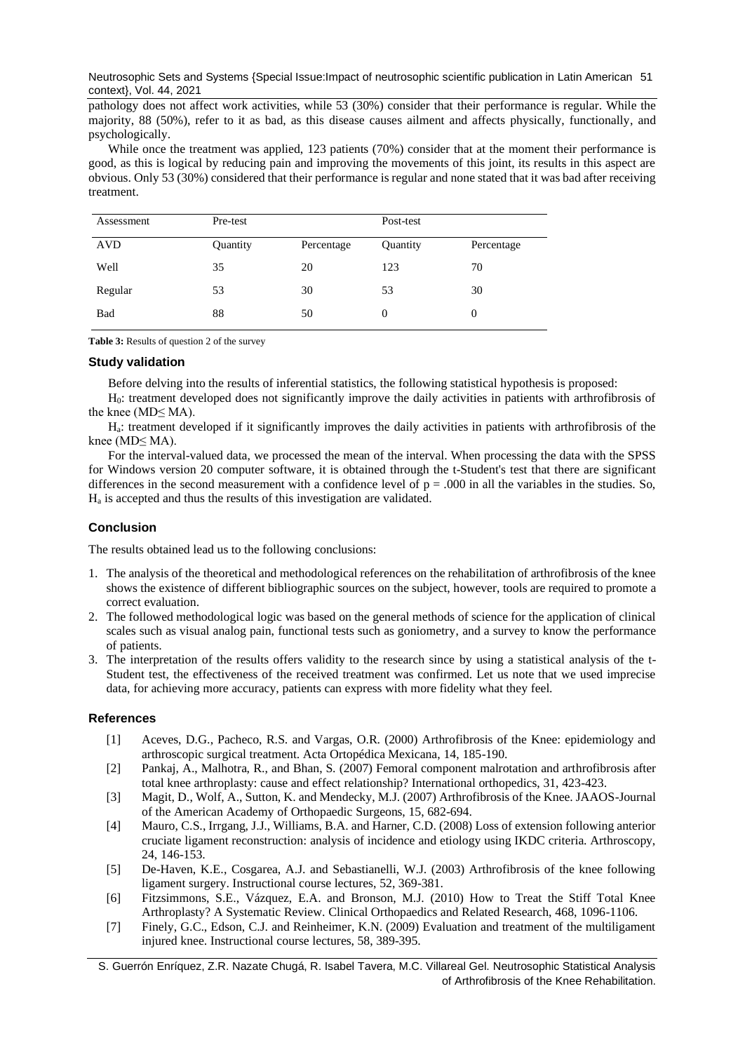pathology does not affect work activities, while 53 (30%) consider that their performance is regular. While the majority, 88 (50%), refer to it as bad, as this disease causes ailment and affects physically, functionally, and psychologically.

While once the treatment was applied, 123 patients (70%) consider that at the moment their performance is good, as this is logical by reducing pain and improving the movements of this joint, its results in this aspect are obvious. Only 53 (30%) considered that their performance is regular and none stated that it was bad after receiving treatment.

| Assessment | Pre-test | | Post-test | |
|---|---|---|---|---|
| AVD | Quantity | Percentage | Quantity | Percentage |
| Well | 35 | 20 | 123 | 70 |
| Regular | 53 | 30 | 53 | 30 |
| Bad | 88 | 50 | 0 | 0 |

**Table 3:** Results of question 2 of the survey

### Study validation

Before delving into the results of inferential statistics, the following statistical hypothesis is proposed:

$H_0$: treatment developed does not significantly improve the daily activities in patients with arthrofibrosis of the knee (MD≤ MA).

$H_a$: treatment developed if it significantly improves the daily activities in patients with arthrofibrosis of the knee (MD≤ MA).

For the interval-valued data, we processed the mean of the interval. When processing the data with the SPSS for Windows version 20 computer software, it is obtained through the t-Student's test that there are significant differences in the second measurement with a confidence level of $p = .000$ in all the variables in the studies. So, $H_a$ is accepted and thus the results of this investigation are validated.

## Conclusion

The results obtained lead us to the following conclusions:

1. The analysis of the theoretical and methodological references on the rehabilitation of arthrofibrosis of the knee shows the existence of different bibliographic sources on the subject, however, tools are required to promote a correct evaluation.
2. The followed methodological logic was based on the general methods of science for the application of clinical scales such as visual analog pain, functional tests such as goniometry, and a survey to know the performance of patients.
3. The interpretation of the results offers validity to the research since by using a statistical analysis of the t-Student test, the effectiveness of the received treatment was confirmed. Let us note that we used imprecise data, for achieving more accuracy, patients can express with more fidelity what they feel.

## References

[1] Aceves, D.G., Pacheco, R.S. and Vargas, O.R. (2000) Arthrofibrosis of the Knee: epidemiology and arthroscopic surgical treatment. Acta Ortopédica Mexicana, 14, 185-190.

[2] Pankaj, A., Malhotra, R., and Bhan, S. (2007) Femoral component malrotation and arthrofibrosis after total knee arthroplasty: cause and effect relationship? International orthopedics, 31, 423-423.

[3] Magit, D., Wolf, A., Sutton, K. and Mendecky, M.J. (2007) Arthrofibrosis of the Knee. JAAOS-Journal of the American Academy of Orthopaedic Surgeons, 15, 682-694.

[4] Mauro, C.S., Irrgang, J.J., Williams, B.A. and Harner, C.D. (2008) Loss of extension following anterior cruciate ligament reconstruction: analysis of incidence and etiology using IKDC criteria. Arthroscopy, 24, 146-153.

[5] De-Haven, K.E., Cosgarea, A.J. and Sebastianelli, W.J. (2003) Arthrofibrosis of the knee following ligament surgery. Instructional course lectures, 52, 369-381.

[6] Fitzsimmons, S.E., Vázquez, E.A. and Bronson, M.J. (2010) How to Treat the Stiff Total Knee Arthroplasty? A Systematic Review. Clinical Orthopaedics and Related Research, 468, 1096-1106.

[7] Finely, G.C., Edson, C.J. and Reinheimer, K.N. (2009) Evaluation and treatment of the multiligament injured knee. Instructional course lectures, 58, 389-395.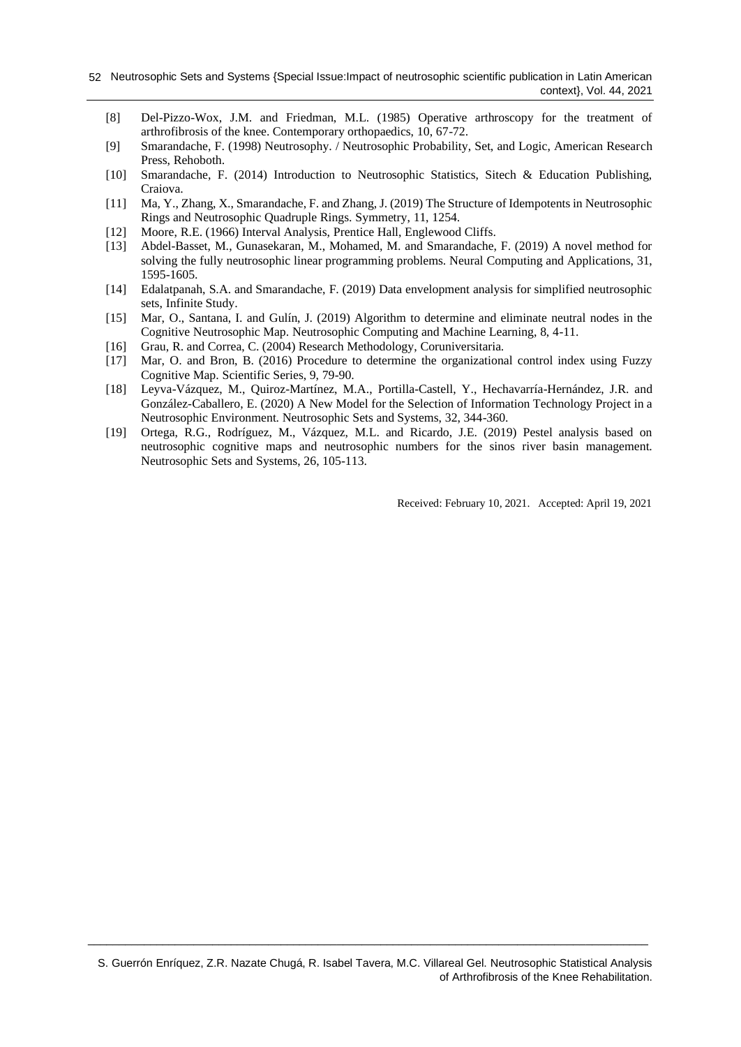[8] Del-Pizzo-Wox, J.M. and Friedman, M.L. (1985) Operative arthroscopy for the treatment of arthrofibrosis of the knee. Contemporary orthopaedics, 10, 67-72.

[9] Smarandache, F. (1998) Neutrosophy. / Neutrosophic Probability, Set, and Logic, American Research Press, Rehoboth.

[10] Smarandache, F. (2014) Introduction to Neutrosophic Statistics, Sitech & Education Publishing, Craiova.

[11] Ma, Y., Zhang, X., Smarandache, F. and Zhang, J. (2019) The Structure of Idempotents in Neutrosophic Rings and Neutrosophic Quadruple Rings. Symmetry, 11, 1254.

[12] Moore, R.E. (1966) Interval Analysis, Prentice Hall, Englewood Cliffs.

[13] Abdel-Basset, M., Gunasekaran, M., Mohamed, M. and Smarandache, F. (2019) A novel method for solving the fully neutrosophic linear programming problems. Neural Computing and Applications, 31, 1595-1605.

[14] Edalatpanah, S.A. and Smarandache, F. (2019) Data envelopment analysis for simplified neutrosophic sets, Infinite Study.

[15] Mar, O., Santana, I. and Gulín, J. (2019) Algorithm to determine and eliminate neutral nodes in the Cognitive Neutrosophic Map. Neutrosophic Computing and Machine Learning, 8, 4-11.

[16] Grau, R. and Correa, C. (2004) Research Methodology, Coruniversitaria.

[17] Mar, O. and Bron, B. (2016) Procedure to determine the organizational control index using Fuzzy Cognitive Map. Scientific Series, 9, 79-90.

[18] Leyva-Vázquez, M., Quiroz-Martínez, M.A., Portilla-Castell, Y., Hechavarría-Hernández, J.R. and González-Caballero, E. (2020) A New Model for the Selection of Information Technology Project in a Neutrosophic Environment. Neutrosophic Sets and Systems, 32, 344-360.

[19] Ortega, R.G., Rodríguez, M., Vázquez, M.L. and Ricardo, J.E. (2019) Pestel analysis based on neutrosophic cognitive maps and neutrosophic numbers for the sinos river basin management. Neutrosophic Sets and Systems, 26, 105-113.

Received: February 10, 2021. Accepted: April 19, 2021